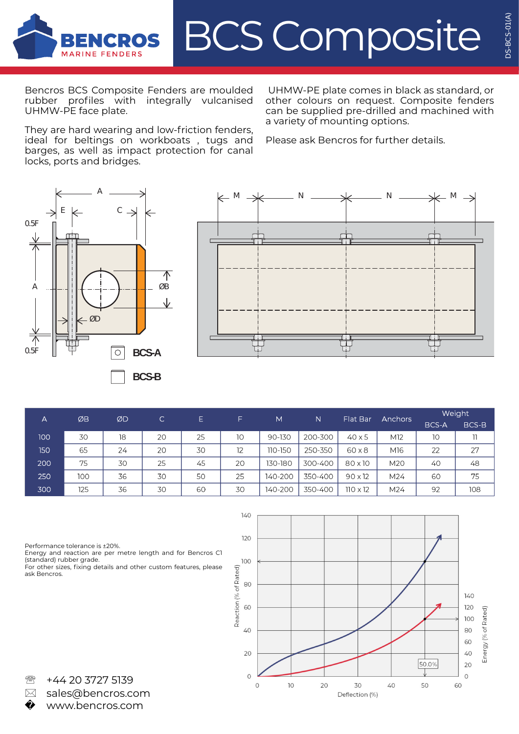# BCS Composite

Bencros BCS Composite Fenders are moulded rubber profiles with integrally vulcanised UHMW-PE face plate.

They are hard wearing and low-friction fenders, ideal for beltings on workboats , tugs and barges, as well as impact protection for canal locks, ports and bridges.

UHMW-PE plate comes in black as standard, or other colours on request. Composite fenders can be supplied pre-drilled and machined with a variety of mounting options.

Please ask Bencros for further details.

| A | ØB | ØD | C | E | F | M | N | Flat Bar | Anchors | Weight | |
|---|---|---|---|---|---|---|---|---|---|---|---|
| | | | | | | | | | | BCS-A | BCS-B |
| 100 | 30 | 18 | 20 | 25 | 10 | 90-130 | 200-300 | 40 x 5 | M12 | 10 | 11 |
| 150 | 65 | 24 | 20 | 30 | 12 | 110-150 | 250-350 | 60 x 8 | M16 | 22 | 27 |
| 200 | 75 | 30 | 25 | 45 | 20 | 130-180 | 300-400 | 80 x 10 | M20 | 40 | 48 |
| 250 | 100 | 36 | 30 | 50 | 25 | 140-200 | 350-400 | 90 x 12 | M24 | 60 | 75 |
| 300 | 125 | 36 | 30 | 60 | 30 | 140-200 | 350-400 | 110 x 12 | M24 | 92 | 108 |

Performance tolerance is ±20%.
Energy and reaction are per metre length and for Bencros C1 (standard) rubber grade.
For other sizes, fixing details and other custom features, please ask Bencros.

+44 20 3727 5139
sales@bencros.com
www.bencros.com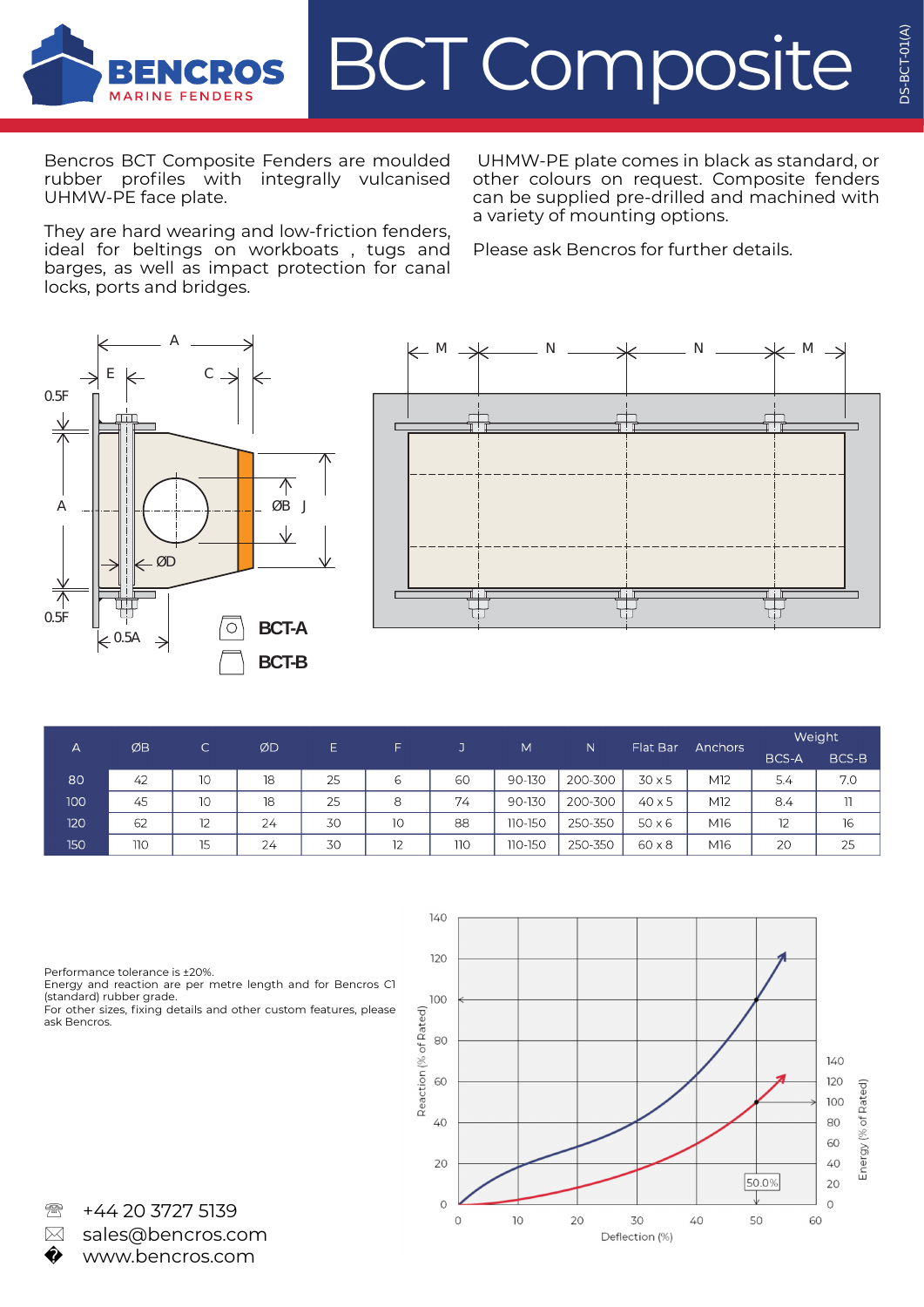# BCT Composite

Bencros BCT Composite Fenders are moulded rubber profiles with integrally vulcanised UHMW-PE face plate.

They are hard wearing and low-friction fenders, ideal for beltings on workboats , tugs and barges, as well as impact protection for canal locks, ports and bridges.

UHMW-PE plate comes in black as standard, or other colours on request. Composite fenders can be supplied pre-drilled and machined with a variety of mounting options.

Please ask Bencros for further details.

BCT-A

BCT-B

| A | ØB | C | ØD | E | F | J | M | N | Flat Bar | Anchors | Weight | |
|---|---|---|---|---|---|---|---|---|---|---|---|---|
| | | | | | | | | | | | BCS-A | BCS-B |
| 80 | 42 | 10 | 18 | 25 | 6 | 60 | 90-130 | 200-300 | 30 x 5 | M12 | 5.4 | 7.0 |
| 100 | 45 | 10 | 18 | 25 | 8 | 74 | 90-130 | 200-300 | 40 x 5 | M12 | 8.4 | 11 |
| 120 | 62 | 12 | 24 | 30 | 10 | 88 | 110-150 | 250-350 | 50 x 6 | M16 | 12 | 16 |
| 150 | 110 | 15 | 24 | 30 | 12 | 110 | 110-150 | 250-350 | 60 x 8 | M16 | 20 | 25 |

Performance tolerance is ±20%.
Energy and reaction are per metre length and for Bencros C1 (standard) rubber grade.
For other sizes, fixing details and other custom features, please ask Bencros.

+44 20 3727 5139
sales@bencros.com
www.bencros.com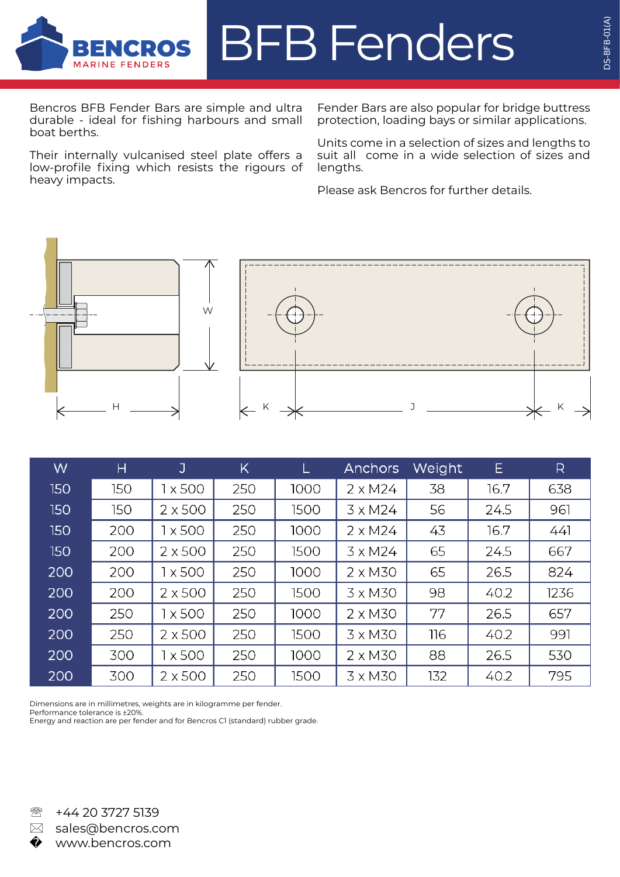# BFB Fenders

BENCROS MARINE FENDERS

DS-BFB-01(A)

Bencros BFB Fender Bars are simple and ultra durable - ideal for fishing harbours and small boat berths.

Their internally vulcanised steel plate offers a low-profile fixing which resists the rigours of heavy impacts.

Fender Bars are also popular for bridge buttress protection, loading bays or similar applications.

Units come in a selection of sizes and lengths to suit all come in a wide selection of sizes and lengths.

Please ask Bencros for further details.

W

H

K

J

K

| W | H | J | K | L | Anchors | Weight | E | R |
|---|---|---|---|---|---|---|---|---|
| 150 | 150 | 1 x 500 | 250 | 1000 | 2 x M24 | 38 | 16.7 | 638 |
| 150 | 150 | 2 x 500 | 250 | 1500 | 3 x M24 | 56 | 24.5 | 961 |
| 150 | 200 | 1 x 500 | 250 | 1000 | 2 x M24 | 43 | 16.7 | 441 |
| 150 | 200 | 2 x 500 | 250 | 1500 | 3 x M24 | 65 | 24.5 | 667 |
| 200 | 200 | 1 x 500 | 250 | 1000 | 2 x M30 | 65 | 26.5 | 824 |
| 200 | 200 | 2 x 500 | 250 | 1500 | 3 x M30 | 98 | 40.2 | 1236 |
| 200 | 250 | 1 x 500 | 250 | 1000 | 2 x M30 | 77 | 26.5 | 657 |
| 200 | 250 | 2 x 500 | 250 | 1500 | 3 x M30 | 116 | 40.2 | 991 |
| 200 | 300 | 1 x 500 | 250 | 1000 | 2 x M30 | 88 | 26.5 | 530 |
| 200 | 300 | 2 x 500 | 250 | 1500 | 3 x M30 | 132 | 40.2 | 795 |

Dimensions are in millimetres, weights are in kilogramme per fender.
Performance tolerance is ±20%.
Energy and reaction are per fender and for Bencros C1 (standard) rubber grade.

+44 20 3727 5139
sales@bencros.com
www.bencros.com